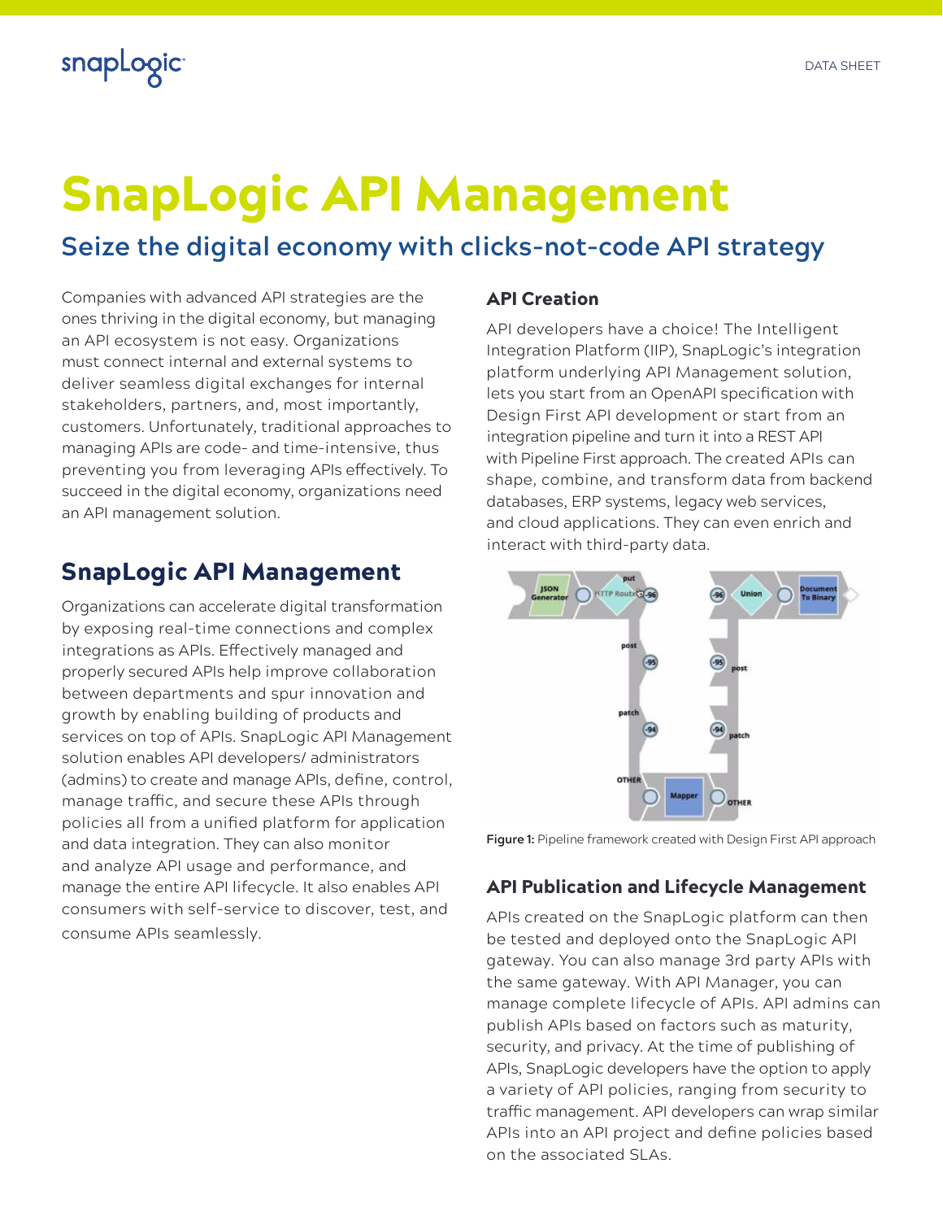# SnapLogic API Management

## Seize the digital economy with clicks-not-code API strategy

Companies with advanced API strategies are the ones thriving in the digital economy, but managing an API ecosystem is not easy. Organizations must connect internal and external systems to deliver seamless digital exchanges for internal stakeholders, partners, and, most importantly, customers. Unfortunately, traditional approaches to managing APIs are code- and time-intensive, thus preventing you from leveraging APIs effectively. To succeed in the digital economy, organizations need an API management solution.

## SnapLogic API Management

Organizations can accelerate digital transformation by exposing real-time connections and complex integrations as APIs. Effectively managed and properly secured APIs help improve collaboration between departments and spur innovation and growth by enabling building of products and services on top of APIs. SnapLogic API Management solution enables API developers/ administrators (admins) to create and manage APIs, define, control, manage traffic, and secure these APIs through policies all from a unified platform for application and data integration. They can also monitor and analyze API usage and performance, and manage the entire API lifecycle. It also enables API consumers with self-service to discover, test, and consume APIs seamlessly.

### API Creation

API developers have a choice! The Intelligent Integration Platform (IIP), SnapLogic's integration platform underlying API Management solution, lets you start from an OpenAPI specification with Design First API development or start from an integration pipeline and turn it into a REST API with Pipeline First approach. The created APIs can shape, combine, and transform data from backend databases, ERP systems, legacy web services, and cloud applications. They can even enrich and interact with third-party data.

**Figure 1:** Pipeline framework created with Design First API approach

### API Publication and Lifecycle Management

APIs created on the SnapLogic platform can then be tested and deployed onto the SnapLogic API gateway. You can also manage 3rd party APIs with the same gateway. With API Manager, you can manage complete lifecycle of APIs. API admins can publish APIs based on factors such as maturity, security, and privacy. At the time of publishing of APIs, SnapLogic developers have the option to apply a variety of API policies, ranging from security to traffic management. API developers can wrap similar APIs into an API project and define policies based on the associated SLAs.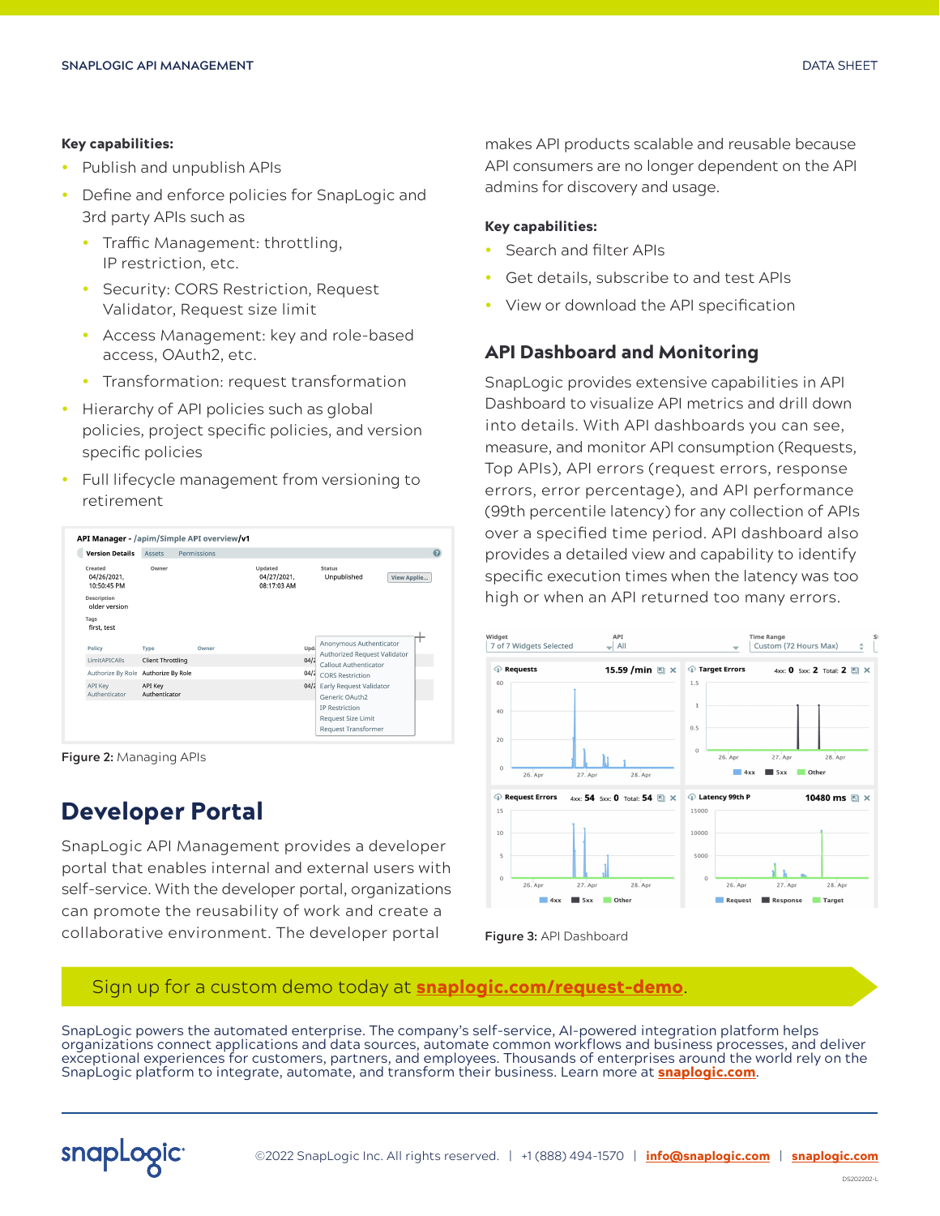**Key capabilities:**

- Publish and unpublish APIs
- Define and enforce policies for SnapLogic and 3rd party APIs such as
  - Traffic Management: throttling, IP restriction, etc.
  - Security: CORS Restriction, Request Validator, Request size limit
  - Access Management: key and role-based access, OAuth2, etc.
  - Transformation: request transformation
- Hierarchy of API policies such as global policies, project specific policies, and version specific policies
- Full lifecycle management from versioning to retirement

**Figure 2:** Managing APIs

## Developer Portal

SnapLogic API Management provides a developer portal that enables internal and external users with self-service. With the developer portal, organizations can promote the reusability of work and create a collaborative environment. The developer portal makes API products scalable and reusable because API consumers are no longer dependent on the API admins for discovery and usage.

**Key capabilities:**

- Search and filter APIs
- Get details, subscribe to and test APIs
- View or download the API specification

### API Dashboard and Monitoring

SnapLogic provides extensive capabilities in API Dashboard to visualize API metrics and drill down into details. With API dashboards you can see, measure, and monitor API consumption (Requests, Top APIs), API errors (request errors, response errors, error percentage), and API performance (99th percentile latency) for any collection of APIs over a specified time period. API dashboard also provides a detailed view and capability to identify specific execution times when the latency was too high or when an API returned too many errors.

**Figure 3:** API Dashboard

Sign up for a custom demo today at **snaplogic.com/request-demo**.

SnapLogic powers the automated enterprise. The company's self-service, AI-powered integration platform helps organizations connect applications and data sources, automate common workflows and business processes, and deliver exceptional experiences for customers, partners, and employees. Thousands of enterprises around the world rely on the SnapLogic platform to integrate, automate, and transform their business. Learn more at **snaplogic.com**.

©2022 SnapLogic Inc. All rights reserved. | +1 (888) 494-1570 | **info@snaplogic.com** | **snaplogic.com**

DS202202-L